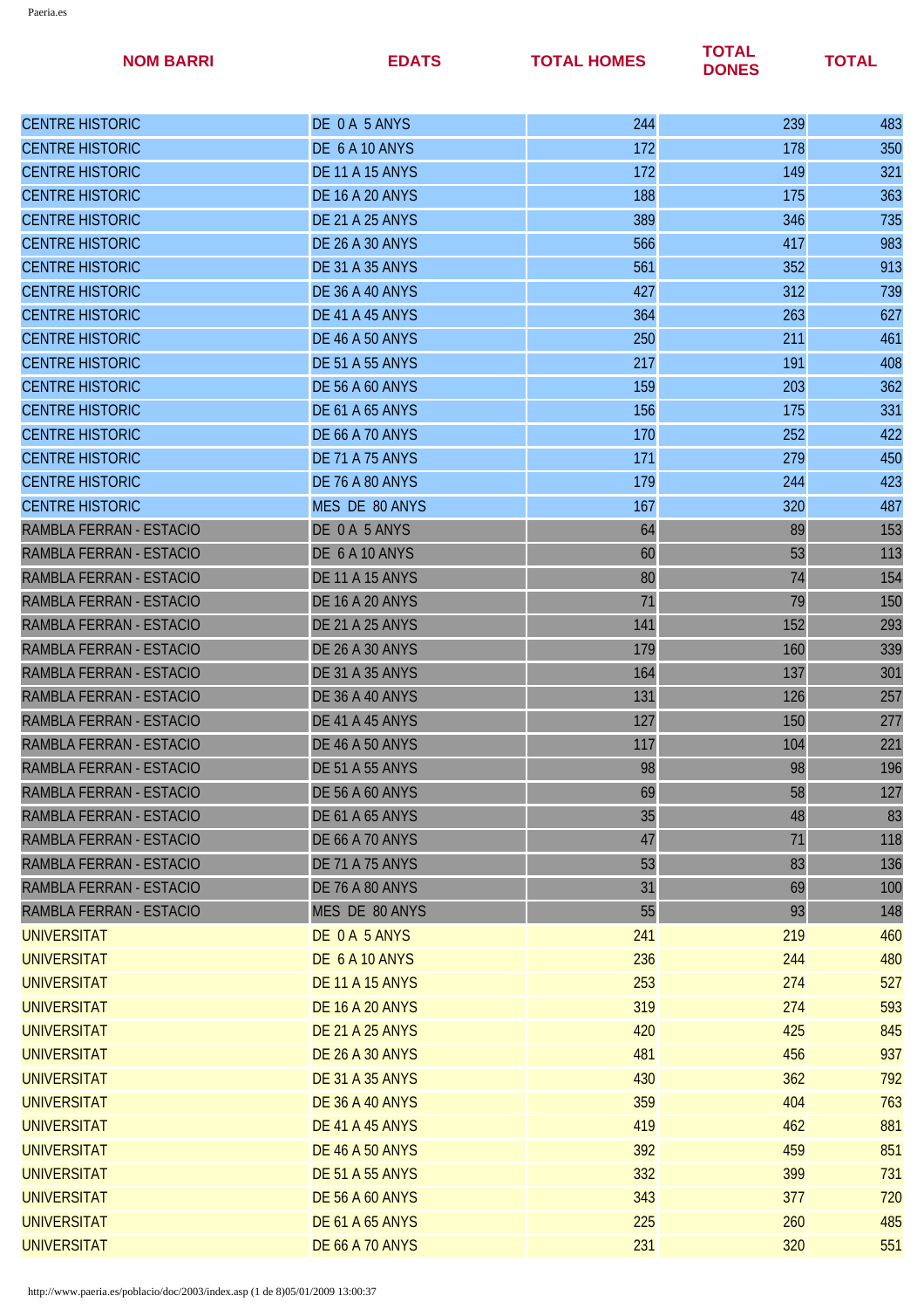| NOM BARRI | EDATS | TOTAL HOMES | TOTAL DONES | TOTAL |
|---|---|---|---|---|
| CENTRE HISTORIC | DE 0 A 5 ANYS | 244 | 239 | 483 |
| CENTRE HISTORIC | DE 6 A 10 ANYS | 172 | 178 | 350 |
| CENTRE HISTORIC | DE 11 A 15 ANYS | 172 | 149 | 321 |
| CENTRE HISTORIC | DE 16 A 20 ANYS | 188 | 175 | 363 |
| CENTRE HISTORIC | DE 21 A 25 ANYS | 389 | 346 | 735 |
| CENTRE HISTORIC | DE 26 A 30 ANYS | 566 | 417 | 983 |
| CENTRE HISTORIC | DE 31 A 35 ANYS | 561 | 352 | 913 |
| CENTRE HISTORIC | DE 36 A 40 ANYS | 427 | 312 | 739 |
| CENTRE HISTORIC | DE 41 A 45 ANYS | 364 | 263 | 627 |
| CENTRE HISTORIC | DE 46 A 50 ANYS | 250 | 211 | 461 |
| CENTRE HISTORIC | DE 51 A 55 ANYS | 217 | 191 | 408 |
| CENTRE HISTORIC | DE 56 A 60 ANYS | 159 | 203 | 362 |
| CENTRE HISTORIC | DE 61 A 65 ANYS | 156 | 175 | 331 |
| CENTRE HISTORIC | DE 66 A 70 ANYS | 170 | 252 | 422 |
| CENTRE HISTORIC | DE 71 A 75 ANYS | 171 | 279 | 450 |
| CENTRE HISTORIC | DE 76 A 80 ANYS | 179 | 244 | 423 |
| CENTRE HISTORIC | MES DE 80 ANYS | 167 | 320 | 487 |
| RAMBLA FERRAN - ESTACIO | DE 0 A 5 ANYS | 64 | 89 | 153 |
| RAMBLA FERRAN - ESTACIO | DE 6 A 10 ANYS | 60 | 53 | 113 |
| RAMBLA FERRAN - ESTACIO | DE 11 A 15 ANYS | 80 | 74 | 154 |
| RAMBLA FERRAN - ESTACIO | DE 16 A 20 ANYS | 71 | 79 | 150 |
| RAMBLA FERRAN - ESTACIO | DE 21 A 25 ANYS | 141 | 152 | 293 |
| RAMBLA FERRAN - ESTACIO | DE 26 A 30 ANYS | 179 | 160 | 339 |
| RAMBLA FERRAN - ESTACIO | DE 31 A 35 ANYS | 164 | 137 | 301 |
| RAMBLA FERRAN - ESTACIO | DE 36 A 40 ANYS | 131 | 126 | 257 |
| RAMBLA FERRAN - ESTACIO | DE 41 A 45 ANYS | 127 | 150 | 277 |
| RAMBLA FERRAN - ESTACIO | DE 46 A 50 ANYS | 117 | 104 | 221 |
| RAMBLA FERRAN - ESTACIO | DE 51 A 55 ANYS | 98 | 98 | 196 |
| RAMBLA FERRAN - ESTACIO | DE 56 A 60 ANYS | 69 | 58 | 127 |
| RAMBLA FERRAN - ESTACIO | DE 61 A 65 ANYS | 35 | 48 | 83 |
| RAMBLA FERRAN - ESTACIO | DE 66 A 70 ANYS | 47 | 71 | 118 |
| RAMBLA FERRAN - ESTACIO | DE 71 A 75 ANYS | 53 | 83 | 136 |
| RAMBLA FERRAN - ESTACIO | DE 76 A 80 ANYS | 31 | 69 | 100 |
| RAMBLA FERRAN - ESTACIO | MES DE 80 ANYS | 55 | 93 | 148 |
| UNIVERSITAT | DE 0 A 5 ANYS | 241 | 219 | 460 |
| UNIVERSITAT | DE 6 A 10 ANYS | 236 | 244 | 480 |
| UNIVERSITAT | DE 11 A 15 ANYS | 253 | 274 | 527 |
| UNIVERSITAT | DE 16 A 20 ANYS | 319 | 274 | 593 |
| UNIVERSITAT | DE 21 A 25 ANYS | 420 | 425 | 845 |
| UNIVERSITAT | DE 26 A 30 ANYS | 481 | 456 | 937 |
| UNIVERSITAT | DE 31 A 35 ANYS | 430 | 362 | 792 |
| UNIVERSITAT | DE 36 A 40 ANYS | 359 | 404 | 763 |
| UNIVERSITAT | DE 41 A 45 ANYS | 419 | 462 | 881 |
| UNIVERSITAT | DE 46 A 50 ANYS | 392 | 459 | 851 |
| UNIVERSITAT | DE 51 A 55 ANYS | 332 | 399 | 731 |
| UNIVERSITAT | DE 56 A 60 ANYS | 343 | 377 | 720 |
| UNIVERSITAT | DE 61 A 65 ANYS | 225 | 260 | 485 |
| UNIVERSITAT | DE 66 A 70 ANYS | 231 | 320 | 551 |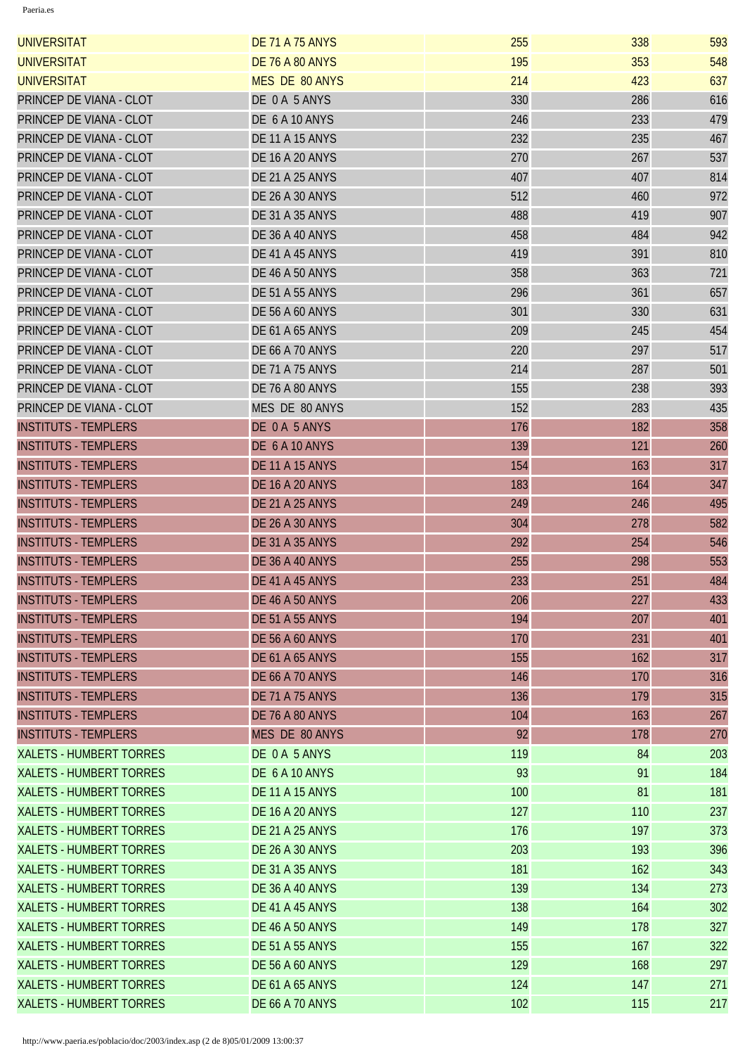| | | | | |
|---|---|---|---|---|
| UNIVERSITAT | DE 71 A 75 ANYS | 255 | 338 | 593 |
| UNIVERSITAT | DE 76 A 80 ANYS | 195 | 353 | 548 |
| UNIVERSITAT | MES DE 80 ANYS | 214 | 423 | 637 |
| PRINCEP DE VIANA - CLOT | DE 0 A 5 ANYS | 330 | 286 | 616 |
| PRINCEP DE VIANA - CLOT | DE 6 A 10 ANYS | 246 | 233 | 479 |
| PRINCEP DE VIANA - CLOT | DE 11 A 15 ANYS | 232 | 235 | 467 |
| PRINCEP DE VIANA - CLOT | DE 16 A 20 ANYS | 270 | 267 | 537 |
| PRINCEP DE VIANA - CLOT | DE 21 A 25 ANYS | 407 | 407 | 814 |
| PRINCEP DE VIANA - CLOT | DE 26 A 30 ANYS | 512 | 460 | 972 |
| PRINCEP DE VIANA - CLOT | DE 31 A 35 ANYS | 488 | 419 | 907 |
| PRINCEP DE VIANA - CLOT | DE 36 A 40 ANYS | 458 | 484 | 942 |
| PRINCEP DE VIANA - CLOT | DE 41 A 45 ANYS | 419 | 391 | 810 |
| PRINCEP DE VIANA - CLOT | DE 46 A 50 ANYS | 358 | 363 | 721 |
| PRINCEP DE VIANA - CLOT | DE 51 A 55 ANYS | 296 | 361 | 657 |
| PRINCEP DE VIANA - CLOT | DE 56 A 60 ANYS | 301 | 330 | 631 |
| PRINCEP DE VIANA - CLOT | DE 61 A 65 ANYS | 209 | 245 | 454 |
| PRINCEP DE VIANA - CLOT | DE 66 A 70 ANYS | 220 | 297 | 517 |
| PRINCEP DE VIANA - CLOT | DE 71 A 75 ANYS | 214 | 287 | 501 |
| PRINCEP DE VIANA - CLOT | DE 76 A 80 ANYS | 155 | 238 | 393 |
| PRINCEP DE VIANA - CLOT | MES DE 80 ANYS | 152 | 283 | 435 |
| INSTITUTS - TEMPLERS | DE 0 A 5 ANYS | 176 | 182 | 358 |
| INSTITUTS - TEMPLERS | DE 6 A 10 ANYS | 139 | 121 | 260 |
| INSTITUTS - TEMPLERS | DE 11 A 15 ANYS | 154 | 163 | 317 |
| INSTITUTS - TEMPLERS | DE 16 A 20 ANYS | 183 | 164 | 347 |
| INSTITUTS - TEMPLERS | DE 21 A 25 ANYS | 249 | 246 | 495 |
| INSTITUTS - TEMPLERS | DE 26 A 30 ANYS | 304 | 278 | 582 |
| INSTITUTS - TEMPLERS | DE 31 A 35 ANYS | 292 | 254 | 546 |
| INSTITUTS - TEMPLERS | DE 36 A 40 ANYS | 255 | 298 | 553 |
| INSTITUTS - TEMPLERS | DE 41 A 45 ANYS | 233 | 251 | 484 |
| INSTITUTS - TEMPLERS | DE 46 A 50 ANYS | 206 | 227 | 433 |
| INSTITUTS - TEMPLERS | DE 51 A 55 ANYS | 194 | 207 | 401 |
| INSTITUTS - TEMPLERS | DE 56 A 60 ANYS | 170 | 231 | 401 |
| INSTITUTS - TEMPLERS | DE 61 A 65 ANYS | 155 | 162 | 317 |
| INSTITUTS - TEMPLERS | DE 66 A 70 ANYS | 146 | 170 | 316 |
| INSTITUTS - TEMPLERS | DE 71 A 75 ANYS | 136 | 179 | 315 |
| INSTITUTS - TEMPLERS | DE 76 A 80 ANYS | 104 | 163 | 267 |
| INSTITUTS - TEMPLERS | MES DE 80 ANYS | 92 | 178 | 270 |
| XALETS - HUMBERT TORRES | DE 0 A 5 ANYS | 119 | 84 | 203 |
| XALETS - HUMBERT TORRES | DE 6 A 10 ANYS | 93 | 91 | 184 |
| XALETS - HUMBERT TORRES | DE 11 A 15 ANYS | 100 | 81 | 181 |
| XALETS - HUMBERT TORRES | DE 16 A 20 ANYS | 127 | 110 | 237 |
| XALETS - HUMBERT TORRES | DE 21 A 25 ANYS | 176 | 197 | 373 |
| XALETS - HUMBERT TORRES | DE 26 A 30 ANYS | 203 | 193 | 396 |
| XALETS - HUMBERT TORRES | DE 31 A 35 ANYS | 181 | 162 | 343 |
| XALETS - HUMBERT TORRES | DE 36 A 40 ANYS | 139 | 134 | 273 |
| XALETS - HUMBERT TORRES | DE 41 A 45 ANYS | 138 | 164 | 302 |
| XALETS - HUMBERT TORRES | DE 46 A 50 ANYS | 149 | 178 | 327 |
| XALETS - HUMBERT TORRES | DE 51 A 55 ANYS | 155 | 167 | 322 |
| XALETS - HUMBERT TORRES | DE 56 A 60 ANYS | 129 | 168 | 297 |
| XALETS - HUMBERT TORRES | DE 61 A 65 ANYS | 124 | 147 | 271 |
| XALETS - HUMBERT TORRES | DE 66 A 70 ANYS | 102 | 115 | 217 |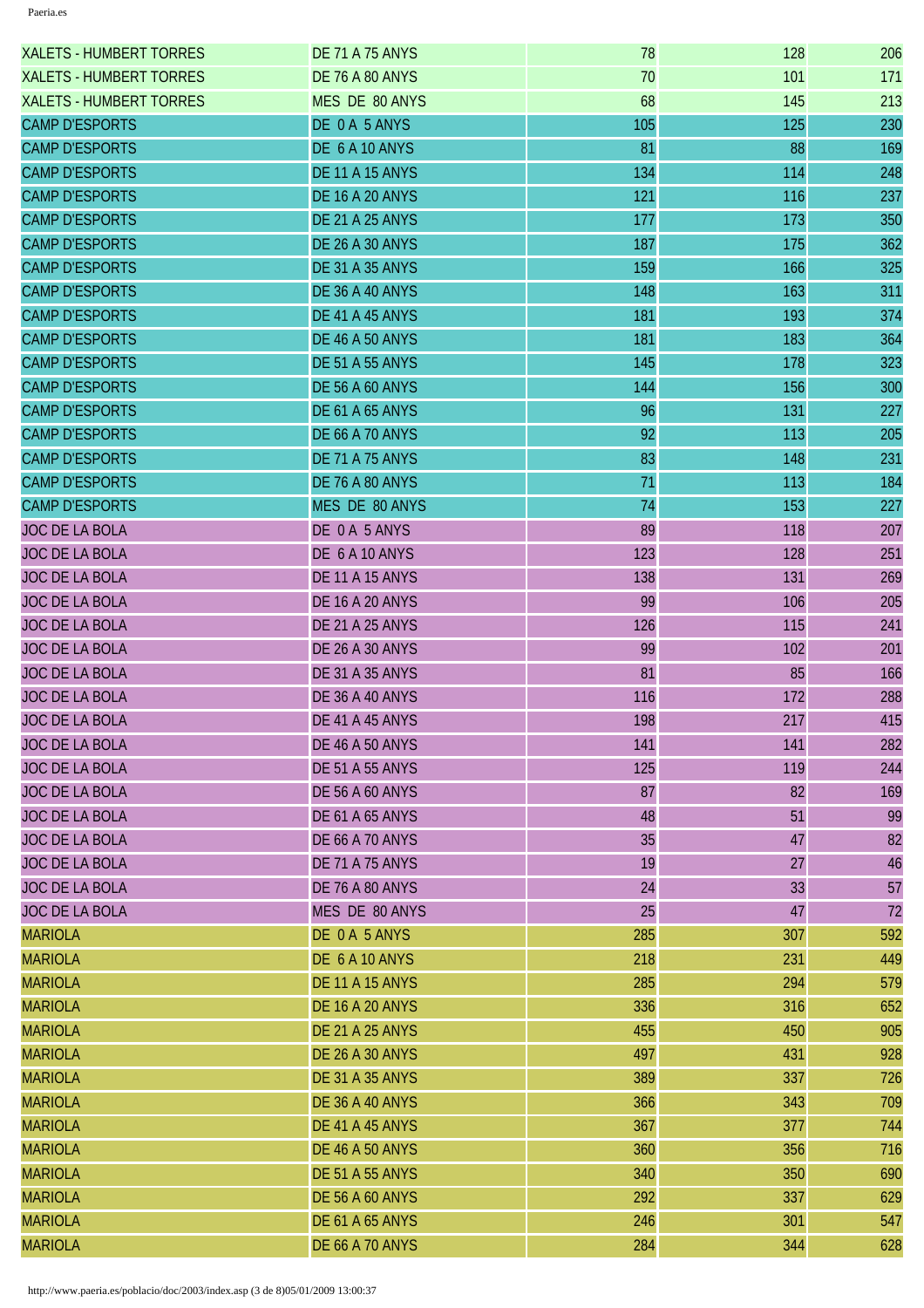| | | | | |
|---|---|---|---|---|
| XALETS - HUMBERT TORRES | DE 71 A 75 ANYS | 78 | 128 | 206 |
| XALETS - HUMBERT TORRES | DE 76 A 80 ANYS | 70 | 101 | 171 |
| XALETS - HUMBERT TORRES | MES DE 80 ANYS | 68 | 145 | 213 |
| CAMP D'ESPORTS | DE 0 A 5 ANYS | 105 | 125 | 230 |
| CAMP D'ESPORTS | DE 6 A 10 ANYS | 81 | 88 | 169 |
| CAMP D'ESPORTS | DE 11 A 15 ANYS | 134 | 114 | 248 |
| CAMP D'ESPORTS | DE 16 A 20 ANYS | 121 | 116 | 237 |
| CAMP D'ESPORTS | DE 21 A 25 ANYS | 177 | 173 | 350 |
| CAMP D'ESPORTS | DE 26 A 30 ANYS | 187 | 175 | 362 |
| CAMP D'ESPORTS | DE 31 A 35 ANYS | 159 | 166 | 325 |
| CAMP D'ESPORTS | DE 36 A 40 ANYS | 148 | 163 | 311 |
| CAMP D'ESPORTS | DE 41 A 45 ANYS | 181 | 193 | 374 |
| CAMP D'ESPORTS | DE 46 A 50 ANYS | 181 | 183 | 364 |
| CAMP D'ESPORTS | DE 51 A 55 ANYS | 145 | 178 | 323 |
| CAMP D'ESPORTS | DE 56 A 60 ANYS | 144 | 156 | 300 |
| CAMP D'ESPORTS | DE 61 A 65 ANYS | 96 | 131 | 227 |
| CAMP D'ESPORTS | DE 66 A 70 ANYS | 92 | 113 | 205 |
| CAMP D'ESPORTS | DE 71 A 75 ANYS | 83 | 148 | 231 |
| CAMP D'ESPORTS | DE 76 A 80 ANYS | 71 | 113 | 184 |
| CAMP D'ESPORTS | MES DE 80 ANYS | 74 | 153 | 227 |
| JOC DE LA BOLA | DE 0 A 5 ANYS | 89 | 118 | 207 |
| JOC DE LA BOLA | DE 6 A 10 ANYS | 123 | 128 | 251 |
| JOC DE LA BOLA | DE 11 A 15 ANYS | 138 | 131 | 269 |
| JOC DE LA BOLA | DE 16 A 20 ANYS | 99 | 106 | 205 |
| JOC DE LA BOLA | DE 21 A 25 ANYS | 126 | 115 | 241 |
| JOC DE LA BOLA | DE 26 A 30 ANYS | 99 | 102 | 201 |
| JOC DE LA BOLA | DE 31 A 35 ANYS | 81 | 85 | 166 |
| JOC DE LA BOLA | DE 36 A 40 ANYS | 116 | 172 | 288 |
| JOC DE LA BOLA | DE 41 A 45 ANYS | 198 | 217 | 415 |
| JOC DE LA BOLA | DE 46 A 50 ANYS | 141 | 141 | 282 |
| JOC DE LA BOLA | DE 51 A 55 ANYS | 125 | 119 | 244 |
| JOC DE LA BOLA | DE 56 A 60 ANYS | 87 | 82 | 169 |
| JOC DE LA BOLA | DE 61 A 65 ANYS | 48 | 51 | 99 |
| JOC DE LA BOLA | DE 66 A 70 ANYS | 35 | 47 | 82 |
| JOC DE LA BOLA | DE 71 A 75 ANYS | 19 | 27 | 46 |
| JOC DE LA BOLA | DE 76 A 80 ANYS | 24 | 33 | 57 |
| JOC DE LA BOLA | MES DE 80 ANYS | 25 | 47 | 72 |
| MARIOLA | DE 0 A 5 ANYS | 285 | 307 | 592 |
| MARIOLA | DE 6 A 10 ANYS | 218 | 231 | 449 |
| MARIOLA | DE 11 A 15 ANYS | 285 | 294 | 579 |
| MARIOLA | DE 16 A 20 ANYS | 336 | 316 | 652 |
| MARIOLA | DE 21 A 25 ANYS | 455 | 450 | 905 |
| MARIOLA | DE 26 A 30 ANYS | 497 | 431 | 928 |
| MARIOLA | DE 31 A 35 ANYS | 389 | 337 | 726 |
| MARIOLA | DE 36 A 40 ANYS | 366 | 343 | 709 |
| MARIOLA | DE 41 A 45 ANYS | 367 | 377 | 744 |
| MARIOLA | DE 46 A 50 ANYS | 360 | 356 | 716 |
| MARIOLA | DE 51 A 55 ANYS | 340 | 350 | 690 |
| MARIOLA | DE 56 A 60 ANYS | 292 | 337 | 629 |
| MARIOLA | DE 61 A 65 ANYS | 246 | 301 | 547 |
| MARIOLA | DE 66 A 70 ANYS | 284 | 344 | 628 |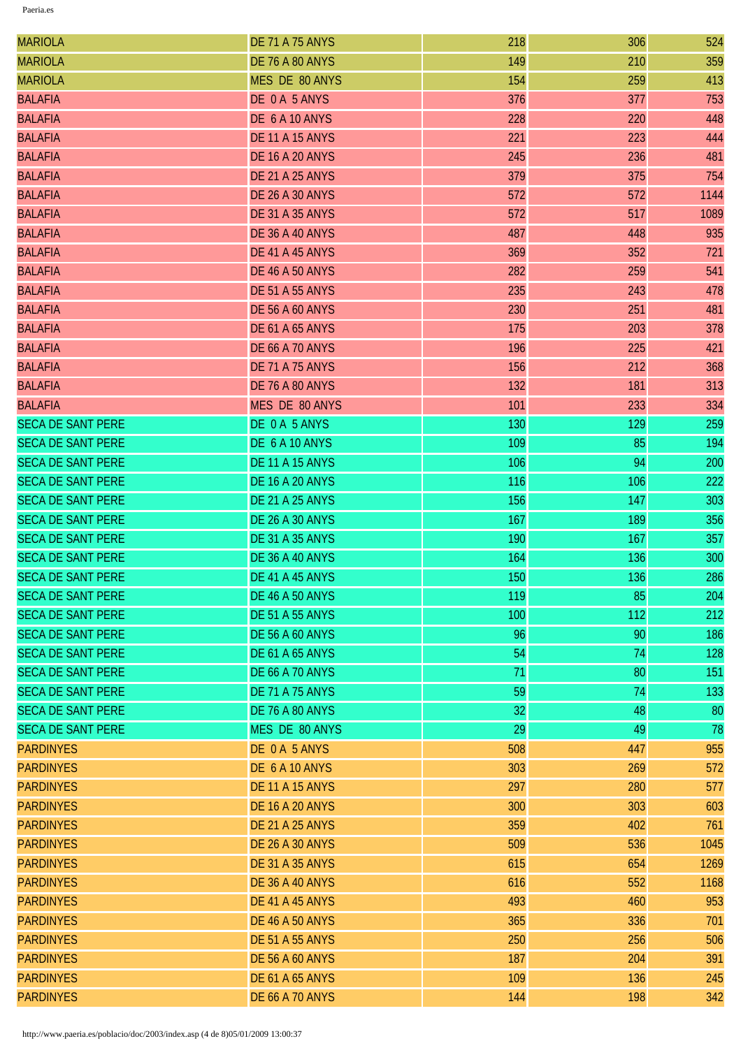| MARIOLA | DE 71 A 75 ANYS | 218 | 306 | 524 |
|---|---|---|---|---|
| MARIOLA | DE 76 A 80 ANYS | 149 | 210 | 359 |
| MARIOLA | MES DE 80 ANYS | 154 | 259 | 413 |
| BALAFIA | DE 0 A 5 ANYS | 376 | 377 | 753 |
| BALAFIA | DE 6 A 10 ANYS | 228 | 220 | 448 |
| BALAFIA | DE 11 A 15 ANYS | 221 | 223 | 444 |
| BALAFIA | DE 16 A 20 ANYS | 245 | 236 | 481 |
| BALAFIA | DE 21 A 25 ANYS | 379 | 375 | 754 |
| BALAFIA | DE 26 A 30 ANYS | 572 | 572 | 1144 |
| BALAFIA | DE 31 A 35 ANYS | 572 | 517 | 1089 |
| BALAFIA | DE 36 A 40 ANYS | 487 | 448 | 935 |
| BALAFIA | DE 41 A 45 ANYS | 369 | 352 | 721 |
| BALAFIA | DE 46 A 50 ANYS | 282 | 259 | 541 |
| BALAFIA | DE 51 A 55 ANYS | 235 | 243 | 478 |
| BALAFIA | DE 56 A 60 ANYS | 230 | 251 | 481 |
| BALAFIA | DE 61 A 65 ANYS | 175 | 203 | 378 |
| BALAFIA | DE 66 A 70 ANYS | 196 | 225 | 421 |
| BALAFIA | DE 71 A 75 ANYS | 156 | 212 | 368 |
| BALAFIA | DE 76 A 80 ANYS | 132 | 181 | 313 |
| BALAFIA | MES DE 80 ANYS | 101 | 233 | 334 |
| SECA DE SANT PERE | DE 0 A 5 ANYS | 130 | 129 | 259 |
| SECA DE SANT PERE | DE 6 A 10 ANYS | 109 | 85 | 194 |
| SECA DE SANT PERE | DE 11 A 15 ANYS | 106 | 94 | 200 |
| SECA DE SANT PERE | DE 16 A 20 ANYS | 116 | 106 | 222 |
| SECA DE SANT PERE | DE 21 A 25 ANYS | 156 | 147 | 303 |
| SECA DE SANT PERE | DE 26 A 30 ANYS | 167 | 189 | 356 |
| SECA DE SANT PERE | DE 31 A 35 ANYS | 190 | 167 | 357 |
| SECA DE SANT PERE | DE 36 A 40 ANYS | 164 | 136 | 300 |
| SECA DE SANT PERE | DE 41 A 45 ANYS | 150 | 136 | 286 |
| SECA DE SANT PERE | DE 46 A 50 ANYS | 119 | 85 | 204 |
| SECA DE SANT PERE | DE 51 A 55 ANYS | 100 | 112 | 212 |
| SECA DE SANT PERE | DE 56 A 60 ANYS | 96 | 90 | 186 |
| SECA DE SANT PERE | DE 61 A 65 ANYS | 54 | 74 | 128 |
| SECA DE SANT PERE | DE 66 A 70 ANYS | 71 | 80 | 151 |
| SECA DE SANT PERE | DE 71 A 75 ANYS | 59 | 74 | 133 |
| SECA DE SANT PERE | DE 76 A 80 ANYS | 32 | 48 | 80 |
| SECA DE SANT PERE | MES DE 80 ANYS | 29 | 49 | 78 |
| PARDINYES | DE 0 A 5 ANYS | 508 | 447 | 955 |
| PARDINYES | DE 6 A 10 ANYS | 303 | 269 | 572 |
| PARDINYES | DE 11 A 15 ANYS | 297 | 280 | 577 |
| PARDINYES | DE 16 A 20 ANYS | 300 | 303 | 603 |
| PARDINYES | DE 21 A 25 ANYS | 359 | 402 | 761 |
| PARDINYES | DE 26 A 30 ANYS | 509 | 536 | 1045 |
| PARDINYES | DE 31 A 35 ANYS | 615 | 654 | 1269 |
| PARDINYES | DE 36 A 40 ANYS | 616 | 552 | 1168 |
| PARDINYES | DE 41 A 45 ANYS | 493 | 460 | 953 |
| PARDINYES | DE 46 A 50 ANYS | 365 | 336 | 701 |
| PARDINYES | DE 51 A 55 ANYS | 250 | 256 | 506 |
| PARDINYES | DE 56 A 60 ANYS | 187 | 204 | 391 |
| PARDINYES | DE 61 A 65 ANYS | 109 | 136 | 245 |
| PARDINYES | DE 66 A 70 ANYS | 144 | 198 | 342 |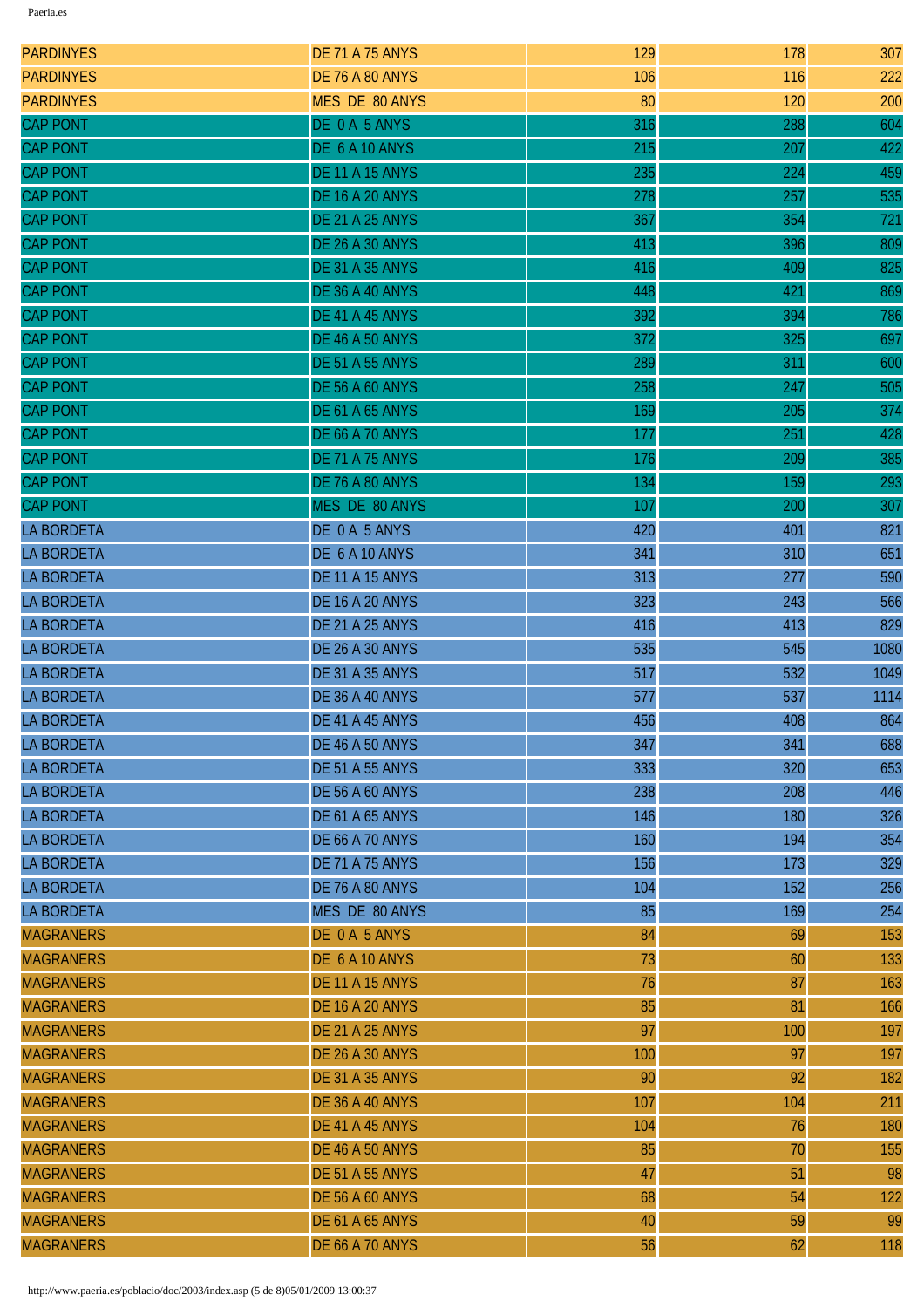| | | | | |
|---|---|---|---|---|
| PARDINYES | DE 71 A 75 ANYS | 129 | 178 | 307 |
| PARDINYES | DE 76 A 80 ANYS | 106 | 116 | 222 |
| PARDINYES | MES DE 80 ANYS | 80 | 120 | 200 |
| CAP PONT | DE 0 A 5 ANYS | 316 | 288 | 604 |
| CAP PONT | DE 6 A 10 ANYS | 215 | 207 | 422 |
| CAP PONT | DE 11 A 15 ANYS | 235 | 224 | 459 |
| CAP PONT | DE 16 A 20 ANYS | 278 | 257 | 535 |
| CAP PONT | DE 21 A 25 ANYS | 367 | 354 | 721 |
| CAP PONT | DE 26 A 30 ANYS | 413 | 396 | 809 |
| CAP PONT | DE 31 A 35 ANYS | 416 | 409 | 825 |
| CAP PONT | DE 36 A 40 ANYS | 448 | 421 | 869 |
| CAP PONT | DE 41 A 45 ANYS | 392 | 394 | 786 |
| CAP PONT | DE 46 A 50 ANYS | 372 | 325 | 697 |
| CAP PONT | DE 51 A 55 ANYS | 289 | 311 | 600 |
| CAP PONT | DE 56 A 60 ANYS | 258 | 247 | 505 |
| CAP PONT | DE 61 A 65 ANYS | 169 | 205 | 374 |
| CAP PONT | DE 66 A 70 ANYS | 177 | 251 | 428 |
| CAP PONT | DE 71 A 75 ANYS | 176 | 209 | 385 |
| CAP PONT | DE 76 A 80 ANYS | 134 | 159 | 293 |
| CAP PONT | MES DE 80 ANYS | 107 | 200 | 307 |
| LA BORDETA | DE 0 A 5 ANYS | 420 | 401 | 821 |
| LA BORDETA | DE 6 A 10 ANYS | 341 | 310 | 651 |
| LA BORDETA | DE 11 A 15 ANYS | 313 | 277 | 590 |
| LA BORDETA | DE 16 A 20 ANYS | 323 | 243 | 566 |
| LA BORDETA | DE 21 A 25 ANYS | 416 | 413 | 829 |
| LA BORDETA | DE 26 A 30 ANYS | 535 | 545 | 1080 |
| LA BORDETA | DE 31 A 35 ANYS | 517 | 532 | 1049 |
| LA BORDETA | DE 36 A 40 ANYS | 577 | 537 | 1114 |
| LA BORDETA | DE 41 A 45 ANYS | 456 | 408 | 864 |
| LA BORDETA | DE 46 A 50 ANYS | 347 | 341 | 688 |
| LA BORDETA | DE 51 A 55 ANYS | 333 | 320 | 653 |
| LA BORDETA | DE 56 A 60 ANYS | 238 | 208 | 446 |
| LA BORDETA | DE 61 A 65 ANYS | 146 | 180 | 326 |
| LA BORDETA | DE 66 A 70 ANYS | 160 | 194 | 354 |
| LA BORDETA | DE 71 A 75 ANYS | 156 | 173 | 329 |
| LA BORDETA | DE 76 A 80 ANYS | 104 | 152 | 256 |
| LA BORDETA | MES DE 80 ANYS | 85 | 169 | 254 |
| MAGRANERS | DE 0 A 5 ANYS | 84 | 69 | 153 |
| MAGRANERS | DE 6 A 10 ANYS | 73 | 60 | 133 |
| MAGRANERS | DE 11 A 15 ANYS | 76 | 87 | 163 |
| MAGRANERS | DE 16 A 20 ANYS | 85 | 81 | 166 |
| MAGRANERS | DE 21 A 25 ANYS | 97 | 100 | 197 |
| MAGRANERS | DE 26 A 30 ANYS | 100 | 97 | 197 |
| MAGRANERS | DE 31 A 35 ANYS | 90 | 92 | 182 |
| MAGRANERS | DE 36 A 40 ANYS | 107 | 104 | 211 |
| MAGRANERS | DE 41 A 45 ANYS | 104 | 76 | 180 |
| MAGRANERS | DE 46 A 50 ANYS | 85 | 70 | 155 |
| MAGRANERS | DE 51 A 55 ANYS | 47 | 51 | 98 |
| MAGRANERS | DE 56 A 60 ANYS | 68 | 54 | 122 |
| MAGRANERS | DE 61 A 65 ANYS | 40 | 59 | 99 |
| MAGRANERS | DE 66 A 70 ANYS | 56 | 62 | 118 |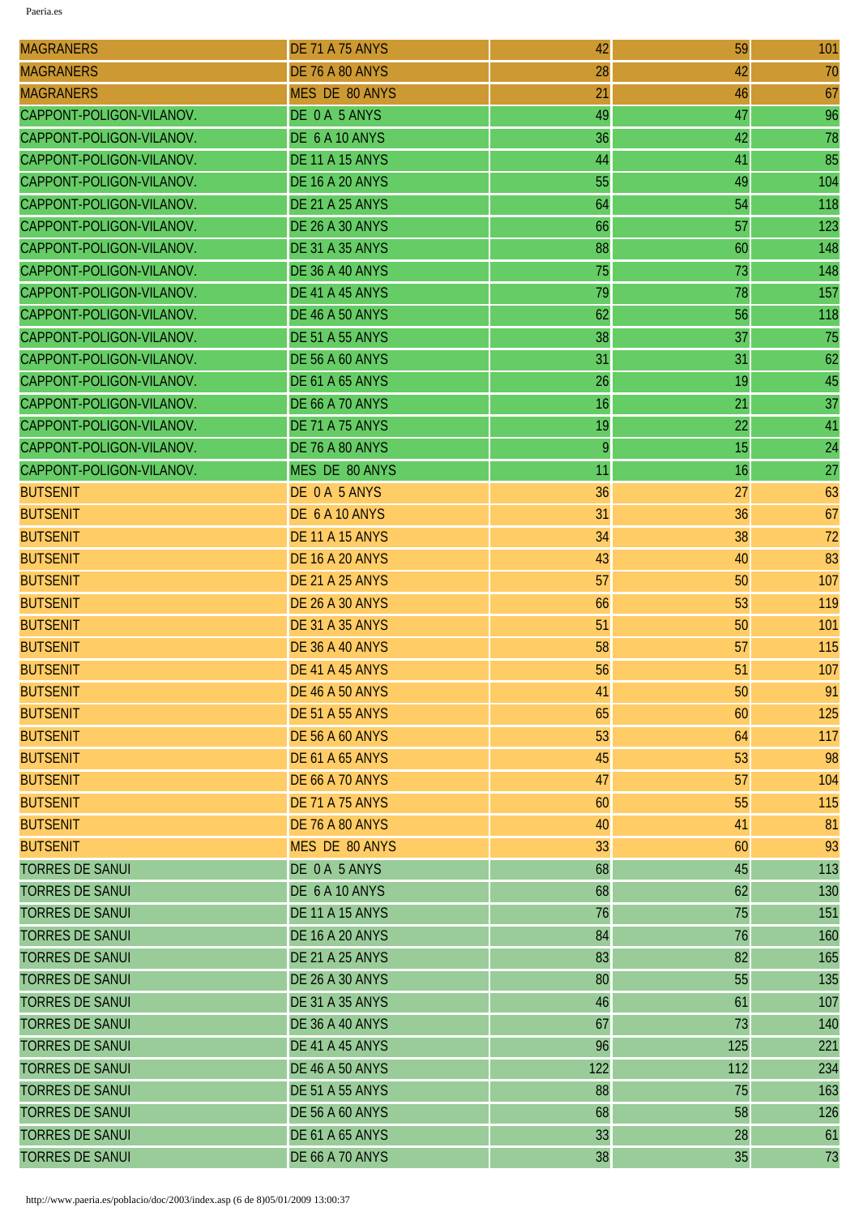| | | | | |
|---|---|---|---|---|
| MAGRANERS | DE 71 A 75 ANYS | 42 | 59 | 101 |
| MAGRANERS | DE 76 A 80 ANYS | 28 | 42 | 70 |
| MAGRANERS | MES DE 80 ANYS | 21 | 46 | 67 |
| CAPPONT-POLIGON-VILANOV. | DE 0 A 5 ANYS | 49 | 47 | 96 |
| CAPPONT-POLIGON-VILANOV. | DE 6 A 10 ANYS | 36 | 42 | 78 |
| CAPPONT-POLIGON-VILANOV. | DE 11 A 15 ANYS | 44 | 41 | 85 |
| CAPPONT-POLIGON-VILANOV. | DE 16 A 20 ANYS | 55 | 49 | 104 |
| CAPPONT-POLIGON-VILANOV. | DE 21 A 25 ANYS | 64 | 54 | 118 |
| CAPPONT-POLIGON-VILANOV. | DE 26 A 30 ANYS | 66 | 57 | 123 |
| CAPPONT-POLIGON-VILANOV. | DE 31 A 35 ANYS | 88 | 60 | 148 |
| CAPPONT-POLIGON-VILANOV. | DE 36 A 40 ANYS | 75 | 73 | 148 |
| CAPPONT-POLIGON-VILANOV. | DE 41 A 45 ANYS | 79 | 78 | 157 |
| CAPPONT-POLIGON-VILANOV. | DE 46 A 50 ANYS | 62 | 56 | 118 |
| CAPPONT-POLIGON-VILANOV. | DE 51 A 55 ANYS | 38 | 37 | 75 |
| CAPPONT-POLIGON-VILANOV. | DE 56 A 60 ANYS | 31 | 31 | 62 |
| CAPPONT-POLIGON-VILANOV. | DE 61 A 65 ANYS | 26 | 19 | 45 |
| CAPPONT-POLIGON-VILANOV. | DE 66 A 70 ANYS | 16 | 21 | 37 |
| CAPPONT-POLIGON-VILANOV. | DE 71 A 75 ANYS | 19 | 22 | 41 |
| CAPPONT-POLIGON-VILANOV. | DE 76 A 80 ANYS | 9 | 15 | 24 |
| CAPPONT-POLIGON-VILANOV. | MES DE 80 ANYS | 11 | 16 | 27 |
| BUTSENIT | DE 0 A 5 ANYS | 36 | 27 | 63 |
| BUTSENIT | DE 6 A 10 ANYS | 31 | 36 | 67 |
| BUTSENIT | DE 11 A 15 ANYS | 34 | 38 | 72 |
| BUTSENIT | DE 16 A 20 ANYS | 43 | 40 | 83 |
| BUTSENIT | DE 21 A 25 ANYS | 57 | 50 | 107 |
| BUTSENIT | DE 26 A 30 ANYS | 66 | 53 | 119 |
| BUTSENIT | DE 31 A 35 ANYS | 51 | 50 | 101 |
| BUTSENIT | DE 36 A 40 ANYS | 58 | 57 | 115 |
| BUTSENIT | DE 41 A 45 ANYS | 56 | 51 | 107 |
| BUTSENIT | DE 46 A 50 ANYS | 41 | 50 | 91 |
| BUTSENIT | DE 51 A 55 ANYS | 65 | 60 | 125 |
| BUTSENIT | DE 56 A 60 ANYS | 53 | 64 | 117 |
| BUTSENIT | DE 61 A 65 ANYS | 45 | 53 | 98 |
| BUTSENIT | DE 66 A 70 ANYS | 47 | 57 | 104 |
| BUTSENIT | DE 71 A 75 ANYS | 60 | 55 | 115 |
| BUTSENIT | DE 76 A 80 ANYS | 40 | 41 | 81 |
| BUTSENIT | MES DE 80 ANYS | 33 | 60 | 93 |
| TORRES DE SANUI | DE 0 A 5 ANYS | 68 | 45 | 113 |
| TORRES DE SANUI | DE 6 A 10 ANYS | 68 | 62 | 130 |
| TORRES DE SANUI | DE 11 A 15 ANYS | 76 | 75 | 151 |
| TORRES DE SANUI | DE 16 A 20 ANYS | 84 | 76 | 160 |
| TORRES DE SANUI | DE 21 A 25 ANYS | 83 | 82 | 165 |
| TORRES DE SANUI | DE 26 A 30 ANYS | 80 | 55 | 135 |
| TORRES DE SANUI | DE 31 A 35 ANYS | 46 | 61 | 107 |
| TORRES DE SANUI | DE 36 A 40 ANYS | 67 | 73 | 140 |
| TORRES DE SANUI | DE 41 A 45 ANYS | 96 | 125 | 221 |
| TORRES DE SANUI | DE 46 A 50 ANYS | 122 | 112 | 234 |
| TORRES DE SANUI | DE 51 A 55 ANYS | 88 | 75 | 163 |
| TORRES DE SANUI | DE 56 A 60 ANYS | 68 | 58 | 126 |
| TORRES DE SANUI | DE 61 A 65 ANYS | 33 | 28 | 61 |
| TORRES DE SANUI | DE 66 A 70 ANYS | 38 | 35 | 73 |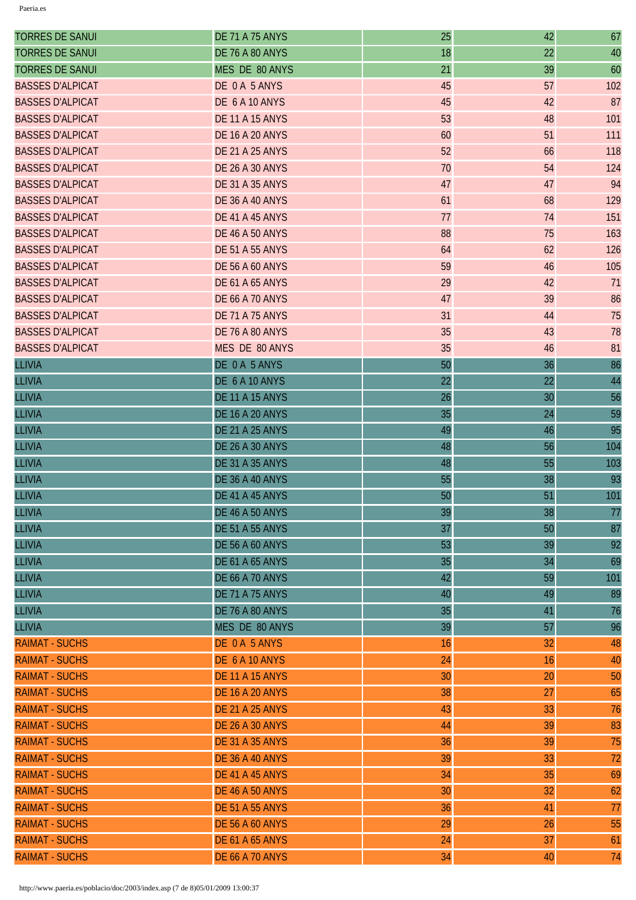| | | | | |
|---|---|---|---|---|
| TORRES DE SANUI | DE 71 A 75 ANYS | 25 | 42 | 67 |
| TORRES DE SANUI | DE 76 A 80 ANYS | 18 | 22 | 40 |
| TORRES DE SANUI | MES DE 80 ANYS | 21 | 39 | 60 |
| BASSES D'ALPICAT | DE 0 A 5 ANYS | 45 | 57 | 102 |
| BASSES D'ALPICAT | DE 6 A 10 ANYS | 45 | 42 | 87 |
| BASSES D'ALPICAT | DE 11 A 15 ANYS | 53 | 48 | 101 |
| BASSES D'ALPICAT | DE 16 A 20 ANYS | 60 | 51 | 111 |
| BASSES D'ALPICAT | DE 21 A 25 ANYS | 52 | 66 | 118 |
| BASSES D'ALPICAT | DE 26 A 30 ANYS | 70 | 54 | 124 |
| BASSES D'ALPICAT | DE 31 A 35 ANYS | 47 | 47 | 94 |
| BASSES D'ALPICAT | DE 36 A 40 ANYS | 61 | 68 | 129 |
| BASSES D'ALPICAT | DE 41 A 45 ANYS | 77 | 74 | 151 |
| BASSES D'ALPICAT | DE 46 A 50 ANYS | 88 | 75 | 163 |
| BASSES D'ALPICAT | DE 51 A 55 ANYS | 64 | 62 | 126 |
| BASSES D'ALPICAT | DE 56 A 60 ANYS | 59 | 46 | 105 |
| BASSES D'ALPICAT | DE 61 A 65 ANYS | 29 | 42 | 71 |
| BASSES D'ALPICAT | DE 66 A 70 ANYS | 47 | 39 | 86 |
| BASSES D'ALPICAT | DE 71 A 75 ANYS | 31 | 44 | 75 |
| BASSES D'ALPICAT | DE 76 A 80 ANYS | 35 | 43 | 78 |
| BASSES D'ALPICAT | MES DE 80 ANYS | 35 | 46 | 81 |
| LLIVIA | DE 0 A 5 ANYS | 50 | 36 | 86 |
| LLIVIA | DE 6 A 10 ANYS | 22 | 22 | 44 |
| LLIVIA | DE 11 A 15 ANYS | 26 | 30 | 56 |
| LLIVIA | DE 16 A 20 ANYS | 35 | 24 | 59 |
| LLIVIA | DE 21 A 25 ANYS | 49 | 46 | 95 |
| LLIVIA | DE 26 A 30 ANYS | 48 | 56 | 104 |
| LLIVIA | DE 31 A 35 ANYS | 48 | 55 | 103 |
| LLIVIA | DE 36 A 40 ANYS | 55 | 38 | 93 |
| LLIVIA | DE 41 A 45 ANYS | 50 | 51 | 101 |
| LLIVIA | DE 46 A 50 ANYS | 39 | 38 | 77 |
| LLIVIA | DE 51 A 55 ANYS | 37 | 50 | 87 |
| LLIVIA | DE 56 A 60 ANYS | 53 | 39 | 92 |
| LLIVIA | DE 61 A 65 ANYS | 35 | 34 | 69 |
| LLIVIA | DE 66 A 70 ANYS | 42 | 59 | 101 |
| LLIVIA | DE 71 A 75 ANYS | 40 | 49 | 89 |
| LLIVIA | DE 76 A 80 ANYS | 35 | 41 | 76 |
| LLIVIA | MES DE 80 ANYS | 39 | 57 | 96 |
| RAIMAT - SUCHS | DE 0 A 5 ANYS | 16 | 32 | 48 |
| RAIMAT - SUCHS | DE 6 A 10 ANYS | 24 | 16 | 40 |
| RAIMAT - SUCHS | DE 11 A 15 ANYS | 30 | 20 | 50 |
| RAIMAT - SUCHS | DE 16 A 20 ANYS | 38 | 27 | 65 |
| RAIMAT - SUCHS | DE 21 A 25 ANYS | 43 | 33 | 76 |
| RAIMAT - SUCHS | DE 26 A 30 ANYS | 44 | 39 | 83 |
| RAIMAT - SUCHS | DE 31 A 35 ANYS | 36 | 39 | 75 |
| RAIMAT - SUCHS | DE 36 A 40 ANYS | 39 | 33 | 72 |
| RAIMAT - SUCHS | DE 41 A 45 ANYS | 34 | 35 | 69 |
| RAIMAT - SUCHS | DE 46 A 50 ANYS | 30 | 32 | 62 |
| RAIMAT - SUCHS | DE 51 A 55 ANYS | 36 | 41 | 77 |
| RAIMAT - SUCHS | DE 56 A 60 ANYS | 29 | 26 | 55 |
| RAIMAT - SUCHS | DE 61 A 65 ANYS | 24 | 37 | 61 |
| RAIMAT - SUCHS | DE 66 A 70 ANYS | 34 | 40 | 74 |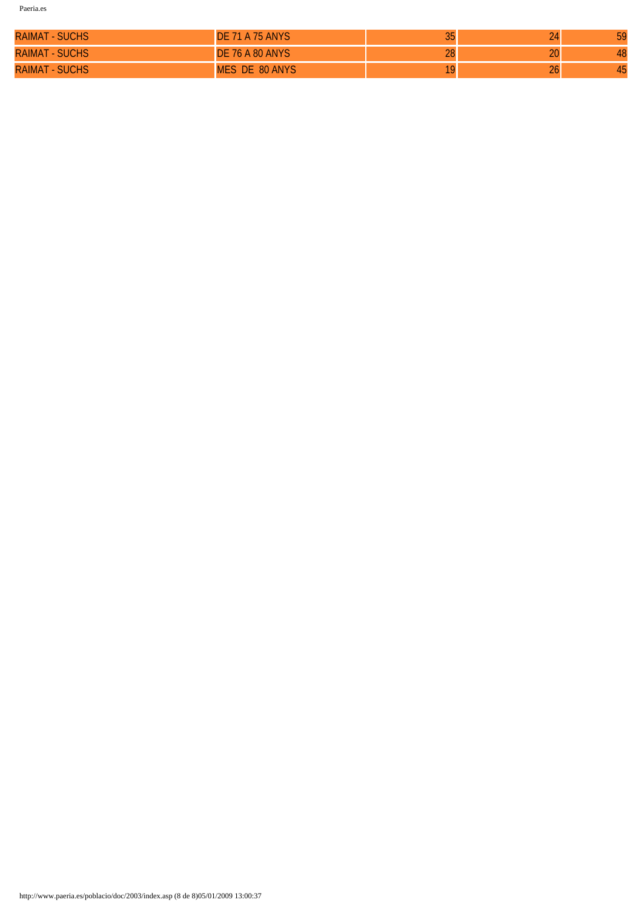| | | | | |
|---|---|---|---|---|
| RAIMAT - SUCHS | DE 71 A 75 ANYS | 35 | 24 | 59 |
| RAIMAT - SUCHS | DE 76 A 80 ANYS | 28 | 20 | 48 |
| RAIMAT - SUCHS | MES DE 80 ANYS | 19 | 26 | 45 |